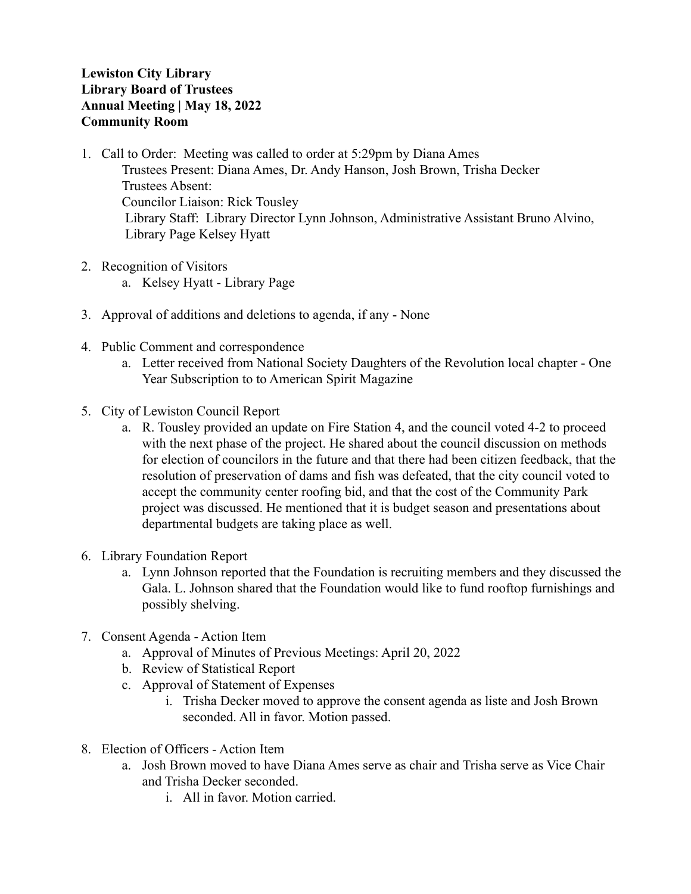**Lewiston City Library**
**Library Board of Trustees**
**Annual Meeting | May 18, 2022**
**Community Room**

1. Call to Order: Meeting was called to order at 5:29pm by Diana Ames
   Trustees Present: Diana Ames, Dr. Andy Hanson, Josh Brown, Trisha Decker
   Trustees Absent:
   Councilor Liaison: Rick Tousley
   Library Staff: Library Director Lynn Johnson, Administrative Assistant Bruno Alvino, Library Page Kelsey Hyatt

2. Recognition of Visitors
   a. Kelsey Hyatt - Library Page

3. Approval of additions and deletions to agenda, if any - None

4. Public Comment and correspondence
   a. Letter received from National Society Daughters of the Revolution local chapter - One Year Subscription to to American Spirit Magazine

5. City of Lewiston Council Report
   a. R. Tousley provided an update on Fire Station 4, and the council voted 4-2 to proceed with the next phase of the project. He shared about the council discussion on methods for election of councilors in the future and that there had been citizen feedback, that the resolution of preservation of dams and fish was defeated, that the city council voted to accept the community center roofing bid, and that the cost of the Community Park project was discussed. He mentioned that it is budget season and presentations about departmental budgets are taking place as well.

6. Library Foundation Report
   a. Lynn Johnson reported that the Foundation is recruiting members and they discussed the Gala. L. Johnson shared that the Foundation would like to fund rooftop furnishings and possibly shelving.

7. Consent Agenda - Action Item
   a. Approval of Minutes of Previous Meetings: April 20, 2022
   b. Review of Statistical Report
   c. Approval of Statement of Expenses
      i. Trisha Decker moved to approve the consent agenda as liste and Josh Brown seconded. All in favor. Motion passed.

8. Election of Officers - Action Item
   a. Josh Brown moved to have Diana Ames serve as chair and Trisha serve as Vice Chair and Trisha Decker seconded.
      i. All in favor. Motion carried.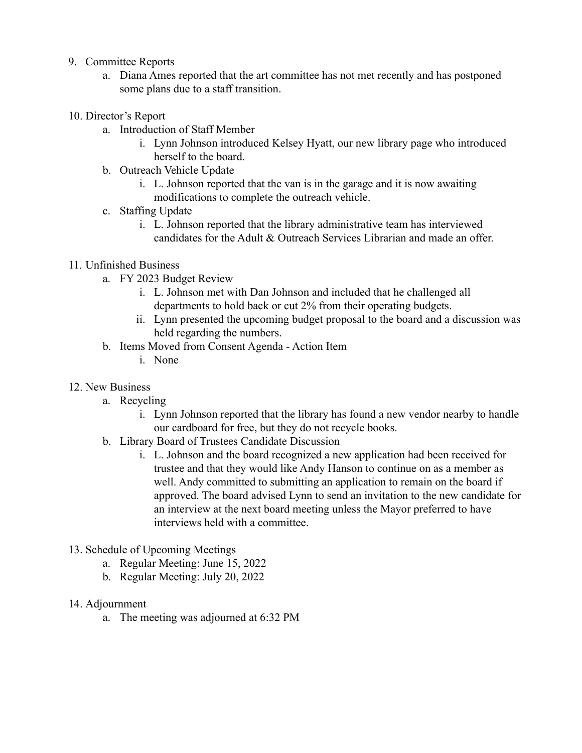9. Committee Reports
    a. Diana Ames reported that the art committee has not met recently and has postponed some plans due to a staff transition.

10. Director's Report
    a. Introduction of Staff Member
        i. Lynn Johnson introduced Kelsey Hyatt, our new library page who introduced herself to the board.
    b. Outreach Vehicle Update
        i. L. Johnson reported that the van is in the garage and it is now awaiting modifications to complete the outreach vehicle.
    c. Staffing Update
        i. L. Johnson reported that the library administrative team has interviewed candidates for the Adult & Outreach Services Librarian and made an offer.

11. Unfinished Business
    a. FY 2023 Budget Review
        i. L. Johnson met with Dan Johnson and included that he challenged all departments to hold back or cut 2% from their operating budgets.
        ii. Lynn presented the upcoming budget proposal to the board and a discussion was held regarding the numbers.
    b. Items Moved from Consent Agenda - Action Item
        i. None

12. New Business
    a. Recycling
        i. Lynn Johnson reported that the library has found a new vendor nearby to handle our cardboard for free, but they do not recycle books.
    b. Library Board of Trustees Candidate Discussion
        i. L. Johnson and the board recognized a new application had been received for trustee and that they would like Andy Hanson to continue on as a member as well. Andy committed to submitting an application to remain on the board if approved. The board advised Lynn to send an invitation to the new candidate for an interview at the next board meeting unless the Mayor preferred to have interviews held with a committee.

13. Schedule of Upcoming Meetings
    a. Regular Meeting: June 15, 2022
    b. Regular Meeting: July 20, 2022

14. Adjournment
    a. The meeting was adjourned at 6:32 PM